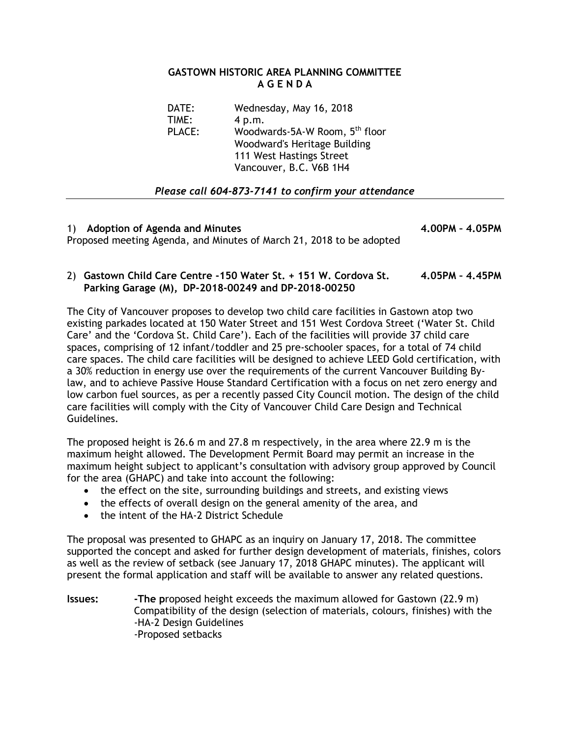# GASTOWN HISTORIC AREA PLANNING COMMITTEE
## A G E N D A

DATE: Wednesday, May 16, 2018
TIME: 4 p.m.
PLACE: Woodwards-5A-W Room, 5th floor
Woodward's Heritage Building
111 West Hastings Street
Vancouver, B.C. V6B 1H4

*Please call 604-873-7141 to confirm your attendance*

---

1) **Adoption of Agenda and Minutes** **4.00PM – 4.05PM**

Proposed meeting Agenda, and Minutes of March 21, 2018 to be adopted

2) **Gastown Child Care Centre -150 Water St. + 151 W. Cordova St. Parking Garage (M), DP-2018-00249 and DP-2018-00250** **4.05PM – 4.45PM**

The City of Vancouver proposes to develop two child care facilities in Gastown atop two existing parkades located at 150 Water Street and 151 West Cordova Street ('Water St. Child Care' and the 'Cordova St. Child Care'). Each of the facilities will provide 37 child care spaces, comprising of 12 infant/toddler and 25 pre-schooler spaces, for a total of 74 child care spaces. The child care facilities will be designed to achieve LEED Gold certification, with a 30% reduction in energy use over the requirements of the current Vancouver Building By-law, and to achieve Passive House Standard Certification with a focus on net zero energy and low carbon fuel sources, as per a recently passed City Council motion. The design of the child care facilities will comply with the City of Vancouver Child Care Design and Technical Guidelines.

The proposed height is 26.6 m and 27.8 m respectively, in the area where 22.9 m is the maximum height allowed. The Development Permit Board may permit an increase in the maximum height subject to applicant's consultation with advisory group approved by Council for the area (GHAPC) and take into account the following:

- the effect on the site, surrounding buildings and streets, and existing views
- the effects of overall design on the general amenity of the area, and
- the intent of the HA-2 District Schedule

The proposal was presented to GHAPC as an inquiry on January 17, 2018. The committee supported the concept and asked for further design development of materials, finishes, colors as well as the review of setback (see January 17, 2018 GHAPC minutes). The applicant will present the formal application and staff will be available to answer any related questions.

**Issues:** **-The p**roposed height exceeds the maximum allowed for Gastown (22.9 m)
Compatibility of the design (selection of materials, colours, finishes) with the
-HA-2 Design Guidelines
-Proposed setbacks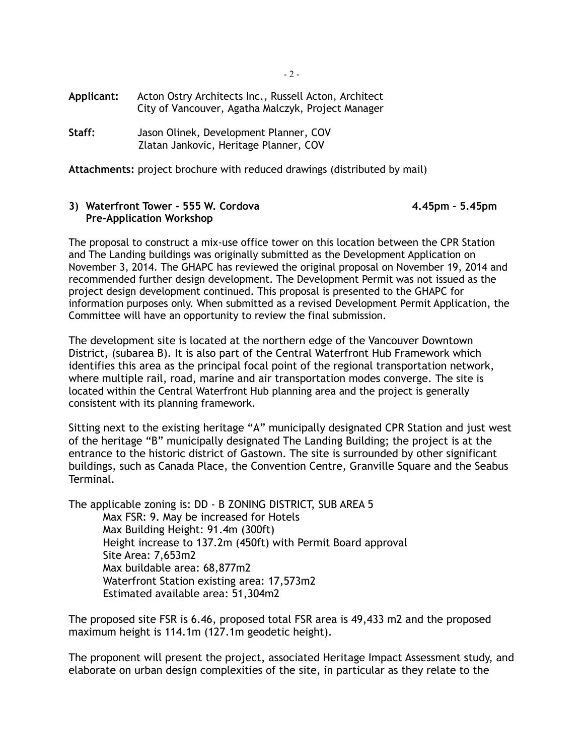**Applicant:** Acton Ostry Architects Inc., Russell Acton, Architect
City of Vancouver, Agatha Malczyk, Project Manager

**Staff:** Jason Olinek, Development Planner, COV
Zlatan Jankovic, Heritage Planner, COV

**Attachments:** project brochure with reduced drawings (distributed by mail)

**3) Waterfront Tower - 555 W. Cordova — 4.45pm – 5.45pm**
**Pre-Application Workshop**

The proposal to construct a mix-use office tower on this location between the CPR Station and The Landing buildings was originally submitted as the Development Application on November 3, 2014. The GHAPC has reviewed the original proposal on November 19, 2014 and recommended further design development. The Development Permit was not issued as the project design development continued. This proposal is presented to the GHAPC for information purposes only. When submitted as a revised Development Permit Application, the Committee will have an opportunity to review the final submission.

The development site is located at the northern edge of the Vancouver Downtown District, (subarea B). It is also part of the Central Waterfront Hub Framework which identifies this area as the principal focal point of the regional transportation network, where multiple rail, road, marine and air transportation modes converge. The site is located within the Central Waterfront Hub planning area and the project is generally consistent with its planning framework.

Sitting next to the existing heritage "A" municipally designated CPR Station and just west of the heritage "B" municipally designated The Landing Building; the project is at the entrance to the historic district of Gastown. The site is surrounded by other significant buildings, such as Canada Place, the Convention Centre, Granville Square and the Seabus Terminal.

The applicable zoning is: DD - B ZONING DISTRICT, SUB AREA 5
- Max FSR: 9. May be increased for Hotels
- Max Building Height: 91.4m (300ft)
- Height increase to 137.2m (450ft) with Permit Board approval
- Site Area: 7,653m2
- Max buildable area: 68,877m2
- Waterfront Station existing area: 17,573m2
- Estimated available area: 51,304m2

The proposed site FSR is 6.46, proposed total FSR area is 49,433 m2 and the proposed maximum height is 114.1m (127.1m geodetic height).

The proponent will present the project, associated Heritage Impact Assessment study, and elaborate on urban design complexities of the site, in particular as they relate to the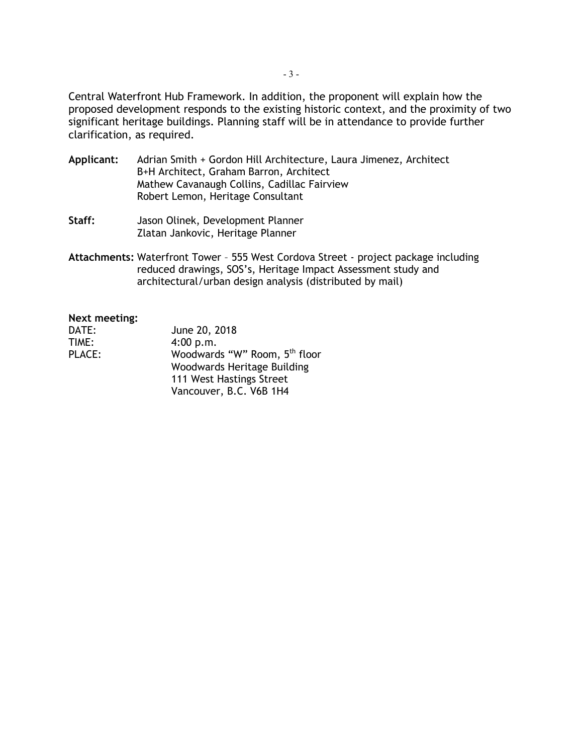Central Waterfront Hub Framework. In addition, the proponent will explain how the proposed development responds to the existing historic context, and the proximity of two significant heritage buildings. Planning staff will be in attendance to provide further clarification, as required.

**Applicant:** Adrian Smith + Gordon Hill Architecture, Laura Jimenez, Architect
B+H Architect, Graham Barron, Architect
Mathew Cavanaugh Collins, Cadillac Fairview
Robert Lemon, Heritage Consultant

**Staff:** Jason Olinek, Development Planner
Zlatan Jankovic, Heritage Planner

**Attachments:** Waterfront Tower – 555 West Cordova Street - project package including reduced drawings, SOS's, Heritage Impact Assessment study and architectural/urban design analysis (distributed by mail)

**Next meeting:**

DATE: June 20, 2018
TIME: 4:00 p.m.
PLACE: Woodwards "W" Room, 5th floor
Woodwards Heritage Building
111 West Hastings Street
Vancouver, B.C. V6B 1H4